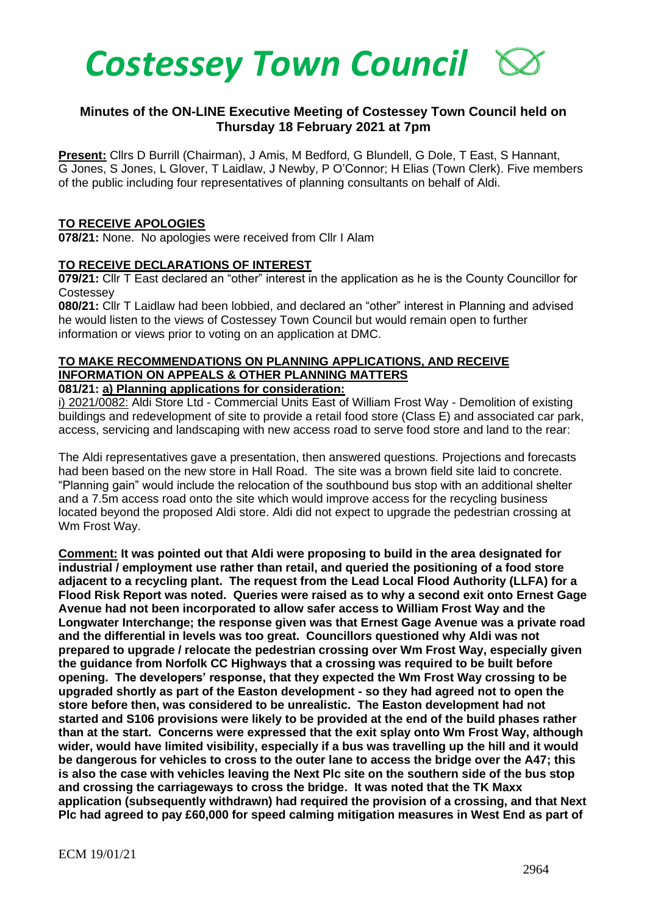# Costessey Town Council

## Minutes of the ON-LINE Executive Meeting of Costessey Town Council held on Thursday 18 February 2021 at 7pm

**Present:** Cllrs D Burrill (Chairman), J Amis, M Bedford, G Blundell, G Dole, T East, S Hannant, G Jones, S Jones, L Glover, T Laidlaw, J Newby, P O'Connor; H Elias (Town Clerk). Five members of the public including four representatives of planning consultants on behalf of Aldi.

**TO RECEIVE APOLOGIES**

**078/21:** None. No apologies were received from Cllr I Alam

**TO RECEIVE DECLARATIONS OF INTEREST**

**079/21:** Cllr T East declared an "other" interest in the application as he is the County Councillor for Costessey

**080/21:** Cllr T Laidlaw had been lobbied, and declared an "other" interest in Planning and advised he would listen to the views of Costessey Town Council but would remain open to further information or views prior to voting on an application at DMC.

**TO MAKE RECOMMENDATIONS ON PLANNING APPLICATIONS, AND RECEIVE INFORMATION ON APPEALS & OTHER PLANNING MATTERS**

**081/21: a) Planning applications for consideration:**

i) 2021/0082: Aldi Store Ltd - Commercial Units East of William Frost Way - Demolition of existing buildings and redevelopment of site to provide a retail food store (Class E) and associated car park, access, servicing and landscaping with new access road to serve food store and land to the rear:

The Aldi representatives gave a presentation, then answered questions. Projections and forecasts had been based on the new store in Hall Road. The site was a brown field site laid to concrete. "Planning gain" would include the relocation of the southbound bus stop with an additional shelter and a 7.5m access road onto the site which would improve access for the recycling business located beyond the proposed Aldi store. Aldi did not expect to upgrade the pedestrian crossing at Wm Frost Way.

**Comment: It was pointed out that Aldi were proposing to build in the area designated for industrial / employment use rather than retail, and queried the positioning of a food store adjacent to a recycling plant. The request from the Lead Local Flood Authority (LLFA) for a Flood Risk Report was noted. Queries were raised as to why a second exit onto Ernest Gage Avenue had not been incorporated to allow safer access to William Frost Way and the Longwater Interchange; the response given was that Ernest Gage Avenue was a private road and the differential in levels was too great. Councillors questioned why Aldi was not prepared to upgrade / relocate the pedestrian crossing over Wm Frost Way, especially given the guidance from Norfolk CC Highways that a crossing was required to be built before opening. The developers' response, that they expected the Wm Frost Way crossing to be upgraded shortly as part of the Easton development - so they had agreed not to open the store before then, was considered to be unrealistic. The Easton development had not started and S106 provisions were likely to be provided at the end of the build phases rather than at the start. Concerns were expressed that the exit splay onto Wm Frost Way, although wider, would have limited visibility, especially if a bus was travelling up the hill and it would be dangerous for vehicles to cross to the outer lane to access the bridge over the A47; this is also the case with vehicles leaving the Next Plc site on the southern side of the bus stop and crossing the carriageways to cross the bridge. It was noted that the TK Maxx application (subsequently withdrawn) had required the provision of a crossing, and that Next Plc had agreed to pay £60,000 for speed calming mitigation measures in West End as part of**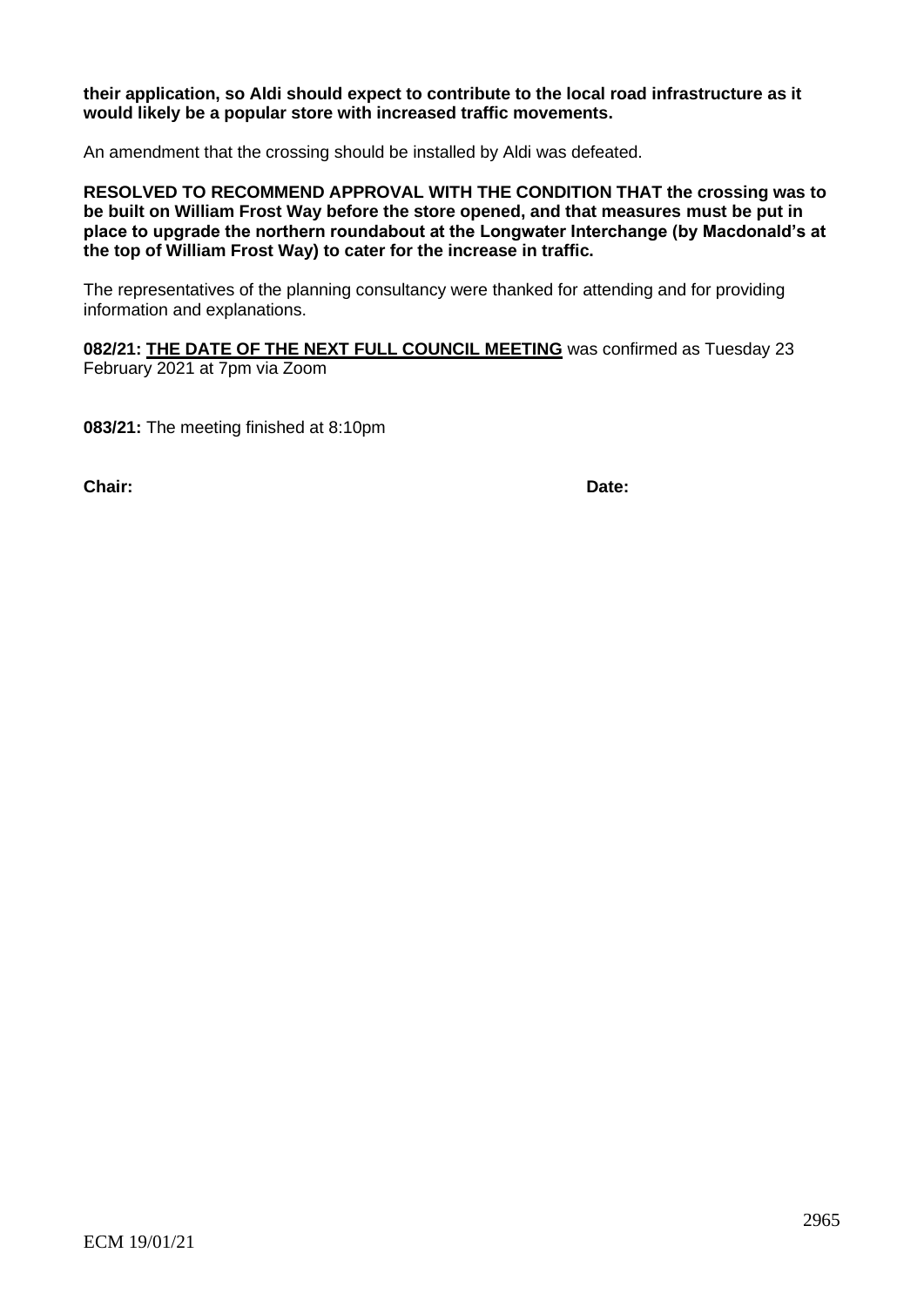**their application, so Aldi should expect to contribute to the local road infrastructure as it would likely be a popular store with increased traffic movements.**

An amendment that the crossing should be installed by Aldi was defeated.

**RESOLVED TO RECOMMEND APPROVAL WITH THE CONDITION THAT the crossing was to be built on William Frost Way before the store opened, and that measures must be put in place to upgrade the northern roundabout at the Longwater Interchange (by Macdonald's at the top of William Frost Way) to cater for the increase in traffic.**

The representatives of the planning consultancy were thanked for attending and for providing information and explanations.

**082/21: THE DATE OF THE NEXT FULL COUNCIL MEETING** was confirmed as Tuesday 23 February 2021 at 7pm via Zoom

**083/21:** The meeting finished at 8:10pm

**Chair:** **Date:**